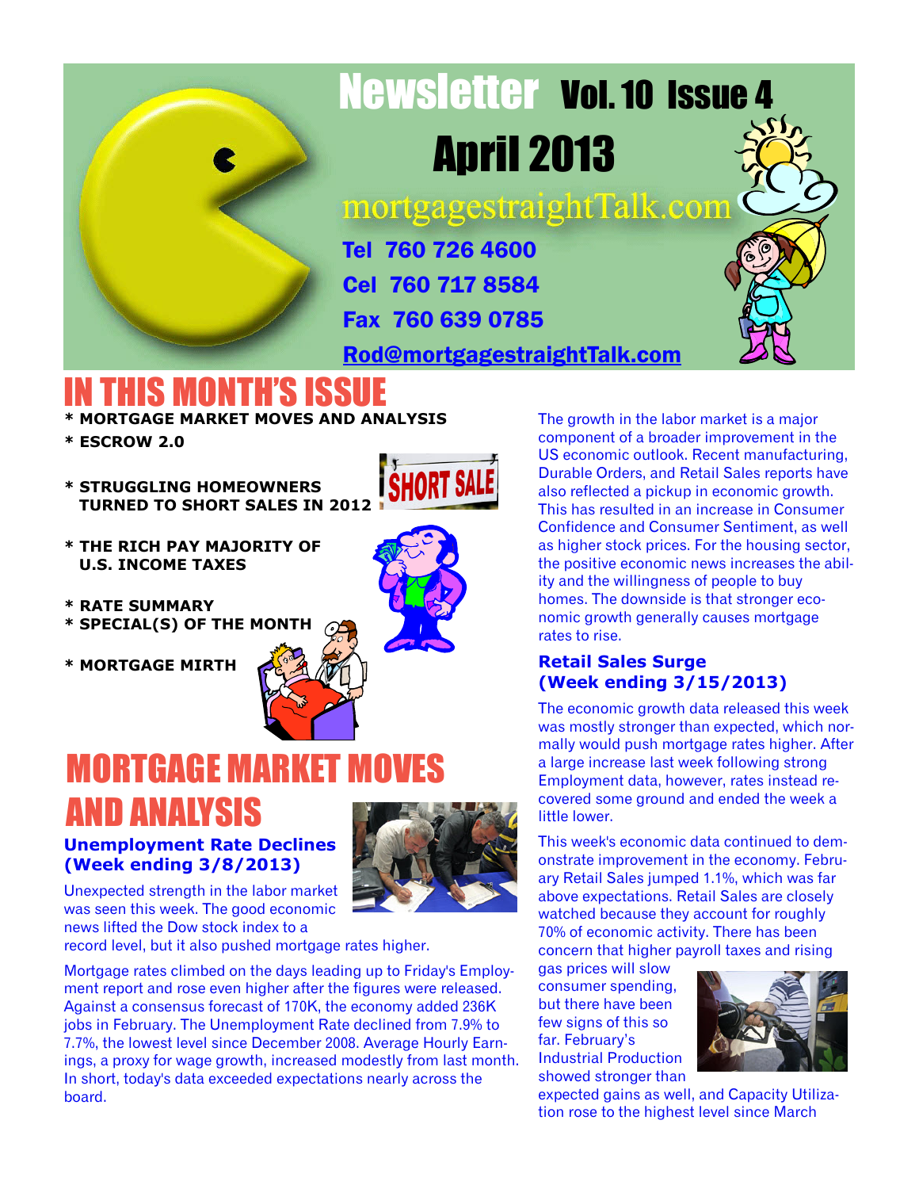# Newsletter Vol. 10 Issue 4

## April 2013

mortgagestraightTalk.com

**Tel 760 726 4600**

**Cel 760 717 8584**

**Fax 760 639 0785**

**Rod@mortgagestraightTalk.com**

# IN THIS MONTH'S ISSUE

* **MORTGAGE MARKET MOVES AND ANALYSIS**
* **ESCROW 2.0**
* **STRUGGLING HOMEOWNERS TURNED TO SHORT SALES IN 2012**
* **THE RICH PAY MAJORITY OF U.S. INCOME TAXES**
* **RATE SUMMARY**
* **SPECIAL(S) OF THE MONTH**
* **MORTGAGE MIRTH**

# MORTGAGE MARKET MOVES AND ANALYSIS

### Unemployment Rate Declines (Week ending 3/8/2013)

Unexpected strength in the labor market was seen this week. The good economic news lifted the Dow stock index to a record level, but it also pushed mortgage rates higher.

Mortgage rates climbed on the days leading up to Friday's Employment report and rose even higher after the figures were released. Against a consensus forecast of 170K, the economy added 236K jobs in February. The Unemployment Rate declined from 7.9% to 7.7%, the lowest level since December 2008. Average Hourly Earnings, a proxy for wage growth, increased modestly from last month. In short, today's data exceeded expectations nearly across the board.

The growth in the labor market is a major component of a broader improvement in the US economic outlook. Recent manufacturing, Durable Orders, and Retail Sales reports have also reflected a pickup in economic growth. This has resulted in an increase in Consumer Confidence and Consumer Sentiment, as well as higher stock prices. For the housing sector, the positive economic news increases the ability and the willingness of people to buy homes. The downside is that stronger economic growth generally causes mortgage rates to rise.

### Retail Sales Surge (Week ending 3/15/2013)

The economic growth data released this week was mostly stronger than expected, which normally would push mortgage rates higher. After a large increase last week following strong Employment data, however, rates instead recovered some ground and ended the week a little lower.

This week's economic data continued to demonstrate improvement in the economy. February Retail Sales jumped 1.1%, which was far above expectations. Retail Sales are closely watched because they account for roughly 70% of economic activity. There has been concern that higher payroll taxes and rising gas prices will slow consumer spending, but there have been few signs of this so far. February's Industrial Production showed stronger than expected gains as well, and Capacity Utilization rose to the highest level since March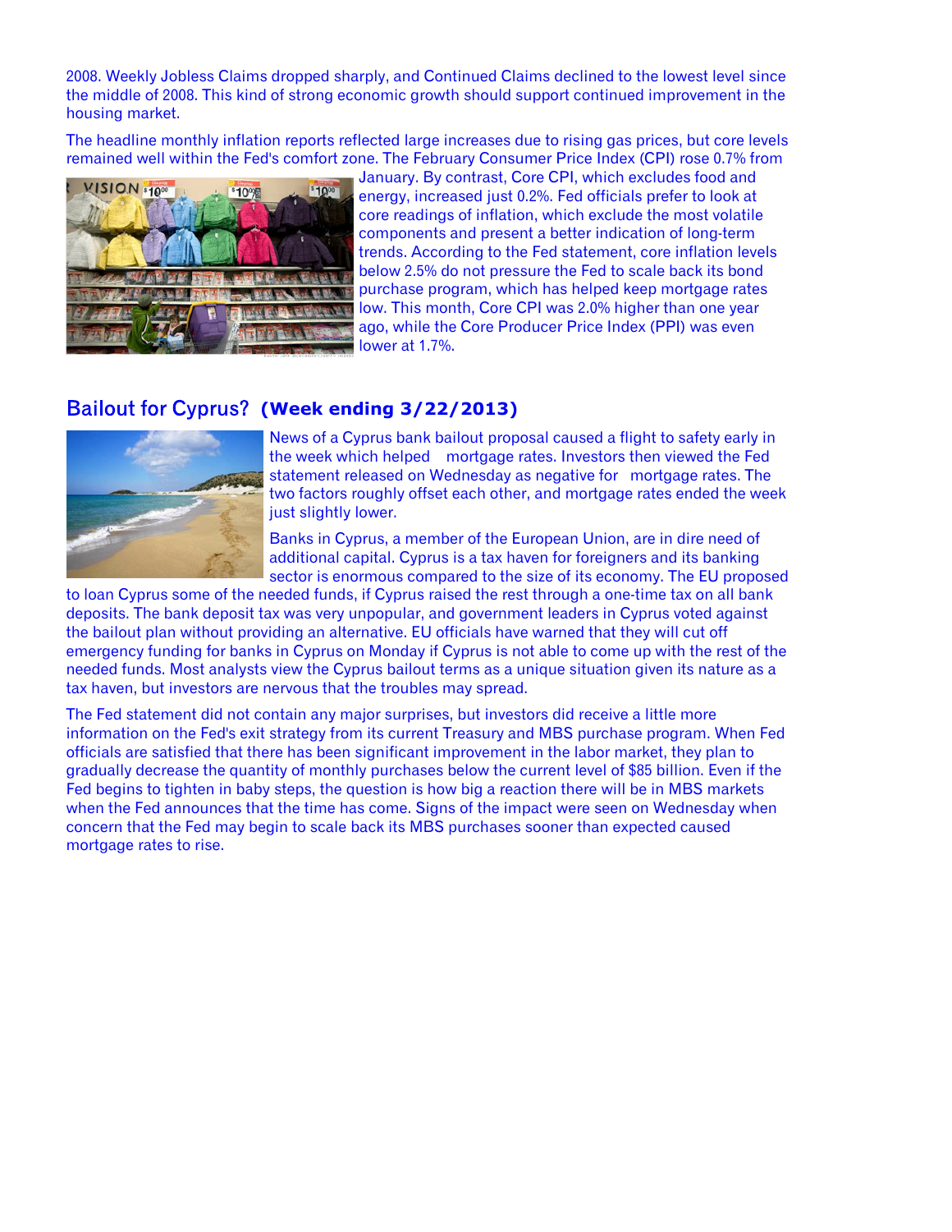2008. Weekly Jobless Claims dropped sharply, and Continued Claims declined to the lowest level since the middle of 2008. This kind of strong economic growth should support continued improvement in the housing market.

The headline monthly inflation reports reflected large increases due to rising gas prices, but core levels remained well within the Fed's comfort zone. The February Consumer Price Index (CPI) rose 0.7% from January. By contrast, Core CPI, which excludes food and energy, increased just 0.2%. Fed officials prefer to look at core readings of inflation, which exclude the most volatile components and present a better indication of long-term trends. According to the Fed statement, core inflation levels below 2.5% do not pressure the Fed to scale back its bond purchase program, which has helped keep mortgage rates low. This month, Core CPI was 2.0% higher than one year ago, while the Core Producer Price Index (PPI) was even lower at 1.7%.

## Bailout for Cyprus? **(Week ending 3/22/2013)**

News of a Cyprus bank bailout proposal caused a flight to safety early in the week which helped mortgage rates. Investors then viewed the Fed statement released on Wednesday as negative for mortgage rates. The two factors roughly offset each other, and mortgage rates ended the week just slightly lower.

Banks in Cyprus, a member of the European Union, are in dire need of additional capital. Cyprus is a tax haven for foreigners and its banking sector is enormous compared to the size of its economy. The EU proposed to loan Cyprus some of the needed funds, if Cyprus raised the rest through a one-time tax on all bank deposits. The bank deposit tax was very unpopular, and government leaders in Cyprus voted against the bailout plan without providing an alternative. EU officials have warned that they will cut off emergency funding for banks in Cyprus on Monday if Cyprus is not able to come up with the rest of the needed funds. Most analysts view the Cyprus bailout terms as a unique situation given its nature as a tax haven, but investors are nervous that the troubles may spread.

The Fed statement did not contain any major surprises, but investors did receive a little more information on the Fed's exit strategy from its current Treasury and MBS purchase program. When Fed officials are satisfied that there has been significant improvement in the labor market, they plan to gradually decrease the quantity of monthly purchases below the current level of $85 billion. Even if the Fed begins to tighten in baby steps, the question is how big a reaction there will be in MBS markets when the Fed announces that the time has come. Signs of the impact were seen on Wednesday when concern that the Fed may begin to scale back its MBS purchases sooner than expected caused mortgage rates to rise.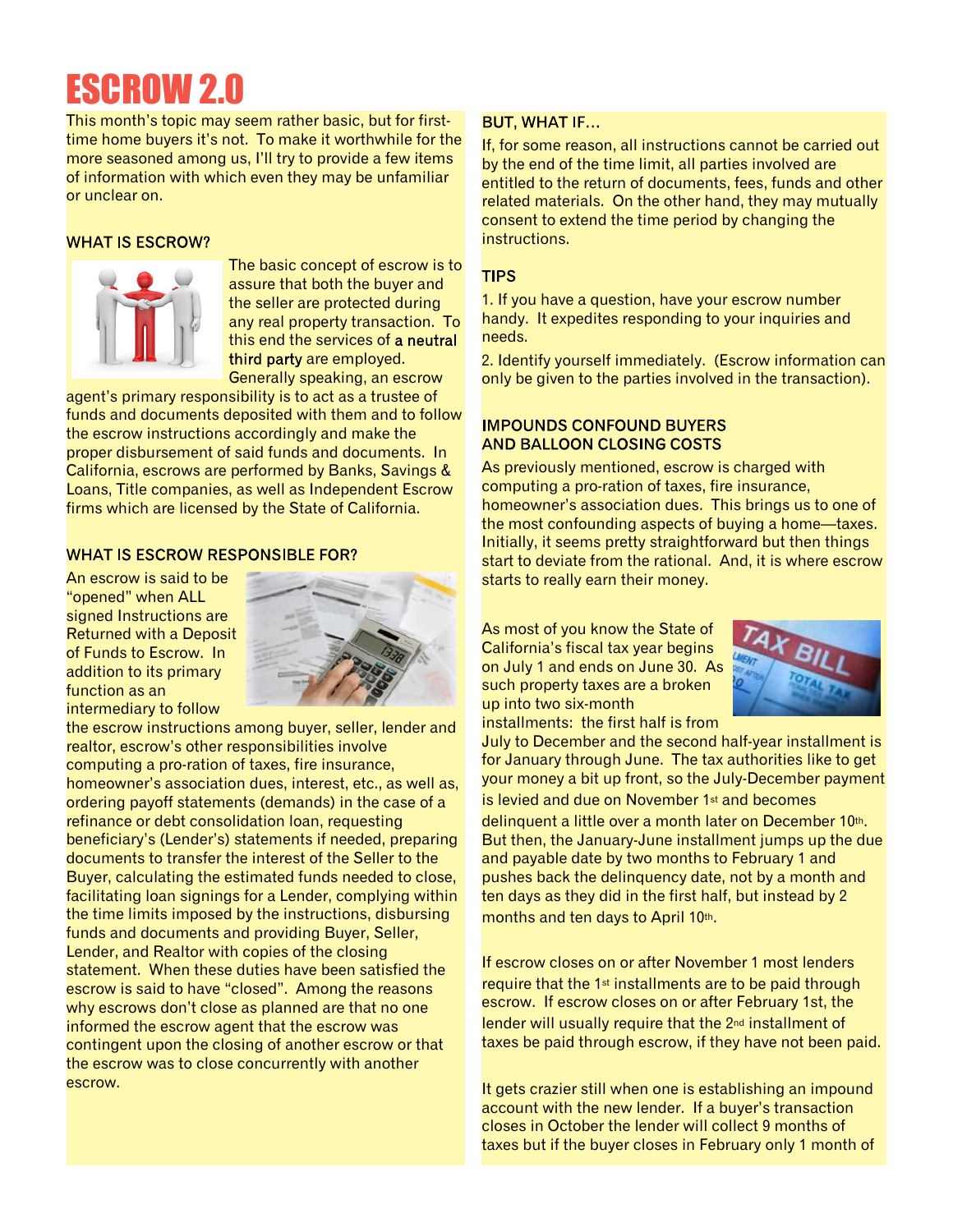# ESCROW 2.0

This month's topic may seem rather basic, but for first-time home buyers it's not. To make it worthwhile for the more seasoned among us, I'll try to provide a few items of information with which even they may be unfamiliar or unclear on.

### WHAT IS ESCROW?

The basic concept of escrow is to assure that both the buyer and the seller are protected during any real property transaction. To this end the services of **a neutral third party** are employed. Generally speaking, an escrow agent's primary responsibility is to act as a trustee of funds and documents deposited with them and to follow the escrow instructions accordingly and make the proper disbursement of said funds and documents. In California, escrows are performed by Banks, Savings & Loans, Title companies, as well as Independent Escrow firms which are licensed by the State of California.

### WHAT IS ESCROW RESPONSIBLE FOR?

An escrow is said to be "opened" when ALL signed Instructions are Returned with a Deposit of Funds to Escrow. In addition to its primary function as an intermediary to follow the escrow instructions among buyer, seller, lender and realtor, escrow's other responsibilities involve computing a pro-ration of taxes, fire insurance, homeowner's association dues, interest, etc., as well as, ordering payoff statements (demands) in the case of a refinance or debt consolidation loan, requesting beneficiary's (Lender's) statements if needed, preparing documents to transfer the interest of the Seller to the Buyer, calculating the estimated funds needed to close, facilitating loan signings for a Lender, complying within the time limits imposed by the instructions, disbursing funds and documents and providing Buyer, Seller, Lender, and Realtor with copies of the closing statement. When these duties have been satisfied the escrow is said to have "closed". Among the reasons why escrows don't close as planned are that no one informed the escrow agent that the escrow was contingent upon the closing of another escrow or that the escrow was to close concurrently with another escrow.

### BUT, WHAT IF...

If, for some reason, all instructions cannot be carried out by the end of the time limit, all parties involved are entitled to the return of documents, fees, funds and other related materials. On the other hand, they may mutually consent to extend the time period by changing the instructions.

### TIPS

1. If you have a question, have your escrow number handy. It expedites responding to your inquiries and needs.

2. Identify yourself immediately. (Escrow information can only be given to the parties involved in the transaction).

### IMPOUNDS CONFOUND BUYERS AND BALLOON CLOSING COSTS

As previously mentioned, escrow is charged with computing a pro-ration of taxes, fire insurance, homeowner's association dues. This brings us to one of the most confounding aspects of buying a home—taxes. Initially, it seems pretty straightforward but then things start to deviate from the rational. And, it is where escrow starts to really earn their money.

As most of you know the State of California's fiscal tax year begins on July 1 and ends on June 30. As such property taxes are a broken up into two six-month installments: the first half is from July to December and the second half-year installment is for January through June. The tax authorities like to get your money a bit up front, so the July-December payment is levied and due on November 1st and becomes delinquent a little over a month later on December 10th. But then, the January-June installment jumps up the due and payable date by two months to February 1 and pushes back the delinquency date, not by a month and ten days as they did in the first half, but instead by 2 months and ten days to April 10th.

If escrow closes on or after November 1 most lenders require that the 1st installments are to be paid through escrow. If escrow closes on or after February 1st, the lender will usually require that the 2nd installment of taxes be paid through escrow, if they have not been paid.

It gets crazier still when one is establishing an impound account with the new lender. If a buyer's transaction closes in October the lender will collect 9 months of taxes but if the buyer closes in February only 1 month of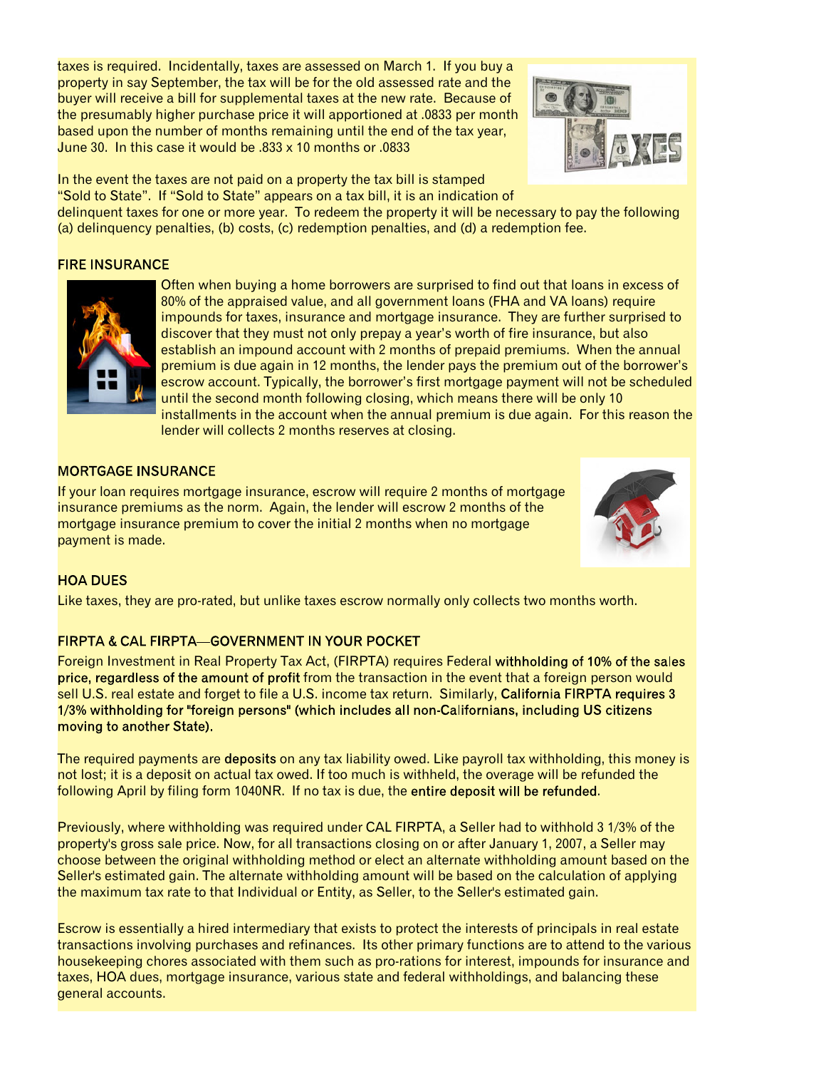taxes is required. Incidentally, taxes are assessed on March 1. If you buy a property in say September, the tax will be for the old assessed rate and the buyer will receive a bill for supplemental taxes at the new rate. Because of the presumably higher purchase price it will apportioned at .0833 per month based upon the number of months remaining until the end of the tax year, June 30. In this case it would be .833 x 10 months or .0833

In the event the taxes are not paid on a property the tax bill is stamped "Sold to State". If "Sold to State" appears on a tax bill, it is an indication of delinquent taxes for one or more year. To redeem the property it will be necessary to pay the following (a) delinquency penalties, (b) costs, (c) redemption penalties, and (d) a redemption fee.

## FIRE INSURANCE

Often when buying a home borrowers are surprised to find out that loans in excess of 80% of the appraised value, and all government loans (FHA and VA loans) require impounds for taxes, insurance and mortgage insurance. They are further surprised to discover that they must not only prepay a year's worth of fire insurance, but also establish an impound account with 2 months of prepaid premiums. When the annual premium is due again in 12 months, the lender pays the premium out of the borrower's escrow account. Typically, the borrower's first mortgage payment will not be scheduled until the second month following closing, which means there will be only 10 installments in the account when the annual premium is due again. For this reason the lender will collects 2 months reserves at closing.

## MORTGAGE INSURANCE

If your loan requires mortgage insurance, escrow will require 2 months of mortgage insurance premiums as the norm. Again, the lender will escrow 2 months of the mortgage insurance premium to cover the initial 2 months when no mortgage payment is made.

## HOA DUES

Like taxes, they are pro-rated, but unlike taxes escrow normally only collects two months worth.

## FIRPTA & CAL FIRPTA—GOVERNMENT IN YOUR POCKET

Foreign Investment in Real Property Tax Act, (FIRPTA) requires Federal **withholding of 10% of the sales price, regardless of the amount of profit** from the transaction in the event that a foreign person would sell U.S. real estate and forget to file a U.S. income tax return. Similarly, **California FIRPTA requires 3 1/3% withholding for "foreign persons" (which includes all non-Californians, including US citizens moving to another State).**

The required payments are **deposits** on any tax liability owed. Like payroll tax withholding, this money is not lost; it is a deposit on actual tax owed. If too much is withheld, the overage will be refunded the following April by filing form 1040NR. If no tax is due, the **entire deposit will be refunded**.

Previously, where withholding was required under CAL FIRPTA, a Seller had to withhold 3 1/3% of the property's gross sale price. Now, for all transactions closing on or after January 1, 2007, a Seller may choose between the original withholding method or elect an alternate withholding amount based on the Seller's estimated gain. The alternate withholding amount will be based on the calculation of applying the maximum tax rate to that Individual or Entity, as Seller, to the Seller's estimated gain.

Escrow is essentially a hired intermediary that exists to protect the interests of principals in real estate transactions involving purchases and refinances. Its other primary functions are to attend to the various housekeeping chores associated with them such as pro-rations for interest, impounds for insurance and taxes, HOA dues, mortgage insurance, various state and federal withholdings, and balancing these general accounts.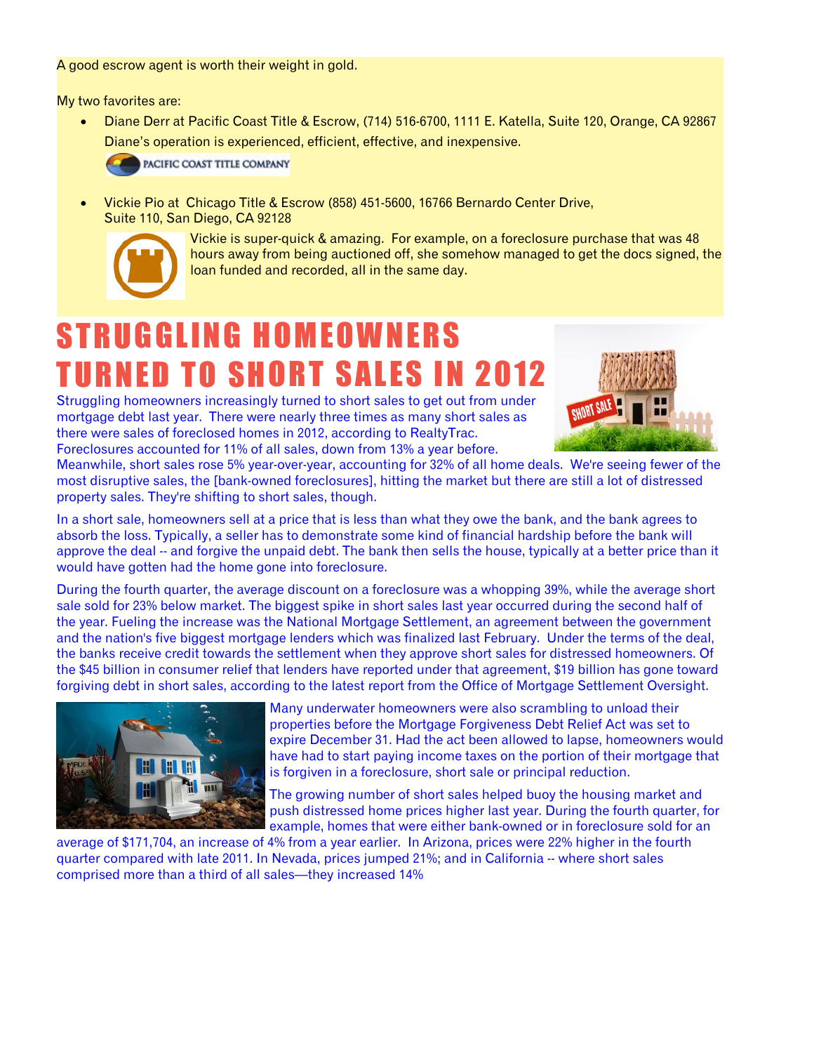A good escrow agent is worth their weight in gold.

My two favorites are:

- Diane Derr at Pacific Coast Title & Escrow, (714) 516-6700, 1111 E. Katella, Suite 120, Orange, CA 92867
  Diane's operation is experienced, efficient, effective, and inexpensive.

- Vickie Pio at Chicago Title & Escrow (858) 451-5600, 16766 Bernardo Center Drive, Suite 110, San Diego, CA 92128
  Vickie is super-quick & amazing. For example, on a foreclosure purchase that was 48 hours away from being auctioned off, she somehow managed to get the docs signed, the loan funded and recorded, all in the same day.

# STRUGGLING HOMEOWNERS TURNED TO SHORT SALES IN 2012

Struggling homeowners increasingly turned to short sales to get out from under mortgage debt last year. There were nearly three times as many short sales as there were sales of foreclosed homes in 2012, according to RealtyTrac. Foreclosures accounted for 11% of all sales, down from 13% a year before. Meanwhile, short sales rose 5% year-over-year, accounting for 32% of all home deals. We're seeing fewer of the most disruptive sales, the [bank-owned foreclosures], hitting the market but there are still a lot of distressed property sales. They're shifting to short sales, though.

In a short sale, homeowners sell at a price that is less than what they owe the bank, and the bank agrees to absorb the loss. Typically, a seller has to demonstrate some kind of financial hardship before the bank will approve the deal -- and forgive the unpaid debt. The bank then sells the house, typically at a better price than it would have gotten had the home gone into foreclosure.

During the fourth quarter, the average discount on a foreclosure was a whopping 39%, while the average short sale sold for 23% below market. The biggest spike in short sales last year occurred during the second half of the year. Fueling the increase was the National Mortgage Settlement, an agreement between the government and the nation's five biggest mortgage lenders which was finalized last February. Under the terms of the deal, the banks receive credit towards the settlement when they approve short sales for distressed homeowners. Of the $45 billion in consumer relief that lenders have reported under that agreement, $19 billion has gone toward forgiving debt in short sales, according to the latest report from the Office of Mortgage Settlement Oversight.

Many underwater homeowners were also scrambling to unload their properties before the Mortgage Forgiveness Debt Relief Act was set to expire December 31. Had the act been allowed to lapse, homeowners would have had to start paying income taxes on the portion of their mortgage that is forgiven in a foreclosure, short sale or principal reduction.

The growing number of short sales helped buoy the housing market and push distressed home prices higher last year. During the fourth quarter, for example, homes that were either bank-owned or in foreclosure sold for an average of $171,704, an increase of 4% from a year earlier. In Arizona, prices were 22% higher in the fourth quarter compared with late 2011. In Nevada, prices jumped 21%; and in California -- where short sales comprised more than a third of all sales—they increased 14%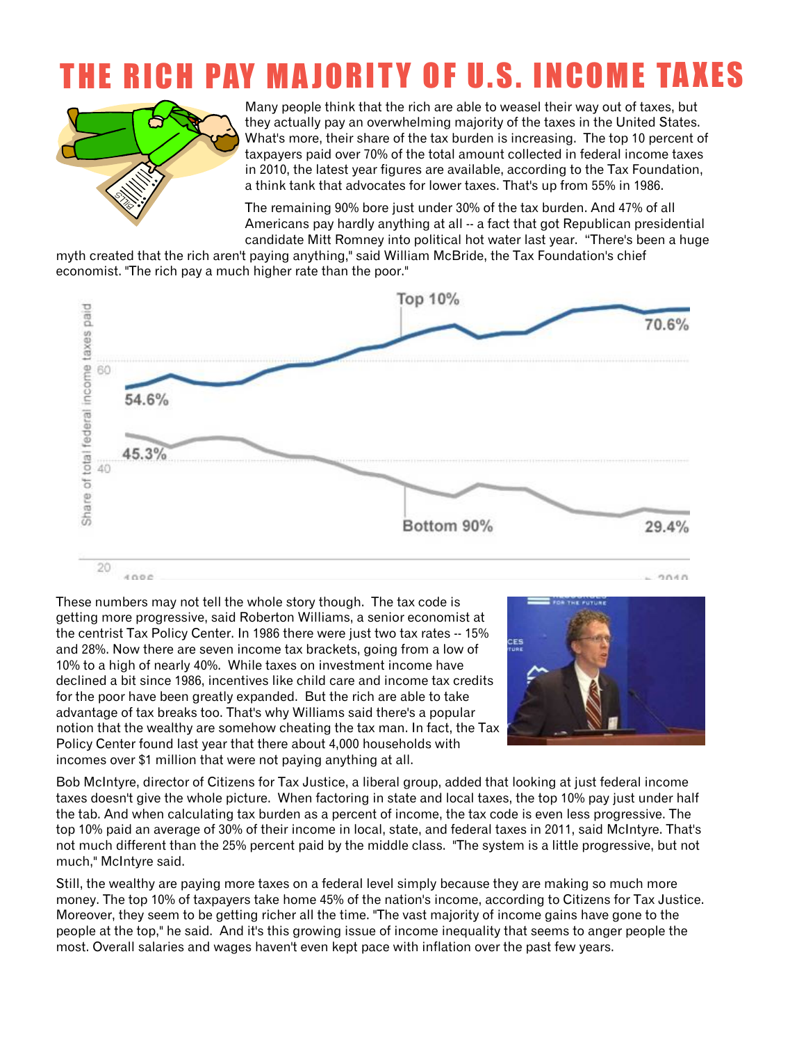# THE RICH PAY MAJORITY OF U.S. INCOME TAXES

Many people think that the rich are able to weasel their way out of taxes, but they actually pay an overwhelming majority of the taxes in the United States. What's more, their share of the tax burden is increasing. The top 10 percent of taxpayers paid over 70% of the total amount collected in federal income taxes in 2010, the latest year figures are available, according to the Tax Foundation, a think tank that advocates for lower taxes. That's up from 55% in 1986.

The remaining 90% bore just under 30% of the tax burden. And 47% of all Americans pay hardly anything at all -- a fact that got Republican presidential candidate Mitt Romney into political hot water last year. "There's been a huge myth created that the rich aren't paying anything," said William McBride, the Tax Foundation's chief economist. "The rich pay a much higher rate than the poor."

Top 10%: 54.6% (1986) → 70.6% (2010)

Bottom 90%: 45.3% (1986) → 29.4% (2010)

Share of total federal income taxes paid

These numbers may not tell the whole story though. The tax code is getting more progressive, said Roberton Williams, a senior economist at the centrist Tax Policy Center. In 1986 there were just two tax rates -- 15% and 28%. Now there are seven income tax brackets, going from a low of 10% to a high of nearly 40%. While taxes on investment income have declined a bit since 1986, incentives like child care and income tax credits for the poor have been greatly expanded. But the rich are able to take advantage of tax breaks too. That's why Williams said there's a popular notion that the wealthy are somehow cheating the tax man. In fact, the Tax Policy Center found last year that there about 4,000 households with incomes over $1 million that were not paying anything at all.

Bob McIntyre, director of Citizens for Tax Justice, a liberal group, added that looking at just federal income taxes doesn't give the whole picture. When factoring in state and local taxes, the top 10% pay just under half the tab. And when calculating tax burden as a percent of income, the tax code is even less progressive. The top 10% paid an average of 30% of their income in local, state, and federal taxes in 2011, said McIntyre. That's not much different than the 25% percent paid by the middle class. "The system is a little progressive, but not much," McIntyre said.

Still, the wealthy are paying more taxes on a federal level simply because they are making so much more money. The top 10% of taxpayers take home 45% of the nation's income, according to Citizens for Tax Justice. Moreover, they seem to be getting richer all the time. "The vast majority of income gains have gone to the people at the top," he said. And it's this growing issue of income inequality that seems to anger people the most. Overall salaries and wages haven't even kept pace with inflation over the past few years.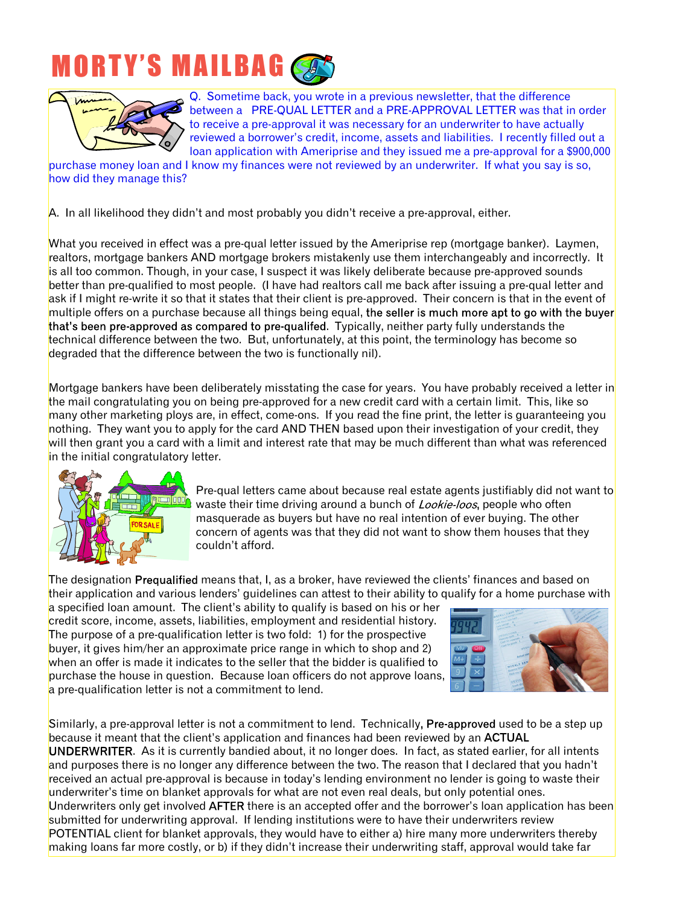# MORTY'S MAILBAG

Q. Sometime back, you wrote in a previous newsletter, that the difference between a PRE-QUAL LETTER and a PRE-APPROVAL LETTER was that in order to receive a pre-approval it was necessary for an underwriter to have actually reviewed a borrower's credit, income, assets and liabilities. I recently filled out a loan application with Ameriprise and they issued me a pre-approval for a $900,000 purchase money loan and I know my finances were not reviewed by an underwriter. If what you say is so, how did they manage this?

A. In all likelihood they didn't and most probably you didn't receive a pre-approval, either.

What you received in effect was a pre-qual letter issued by the Ameriprise rep (mortgage banker). Laymen, realtors, mortgage bankers AND mortgage brokers mistakenly use them interchangeably and incorrectly. It is all too common. Though, in your case, I suspect it was likely deliberate because pre-approved sounds better than pre-qualified to most people. (I have had realtors call me back after issuing a pre-qual letter and ask if I might re-write it so that it states that their client is pre-approved. Their concern is that in the event of multiple offers on a purchase because all things being equal, **the seller is much more apt to go with the buyer that's been pre-approved as compared to pre-qualifed**. Typically, neither party fully understands the technical difference between the two. But, unfortunately, at this point, the terminology has become so degraded that the difference between the two is functionally nil).

Mortgage bankers have been deliberately misstating the case for years. You have probably received a letter in the mail congratulating you on being pre-approved for a new credit card with a certain limit. This, like so many other marketing ploys are, in effect, come-ons. If you read the fine print, the letter is guaranteeing you nothing. They want you to apply for the card AND THEN based upon their investigation of your credit, they will then grant you a card with a limit and interest rate that may be much different than what was referenced in the initial congratulatory letter.

Pre-qual letters came about because real estate agents justifiably did not want to waste their time driving around a bunch of *Lookie-loos*, people who often masquerade as buyers but have no real intention of ever buying. The other concern of agents was that they did not want to show them houses that they couldn't afford.

The designation **Prequalified** means that, I, as a broker, have reviewed the clients' finances and based on their application and various lenders' guidelines can attest to their ability to qualify for a home purchase with a specified loan amount. The client's ability to qualify is based on his or her credit score, income, assets, liabilities, employment and residential history. The purpose of a pre-qualification letter is two fold: 1) for the prospective buyer, it gives him/her an approximate price range in which to shop and 2) when an offer is made it indicates to the seller that the bidder is qualified to purchase the house in question. Because loan officers do not approve loans, a pre-qualification letter is not a commitment to lend.

Similarly, a pre-approval letter is not a commitment to lend. Technically, **Pre-approved** used to be a step up because it meant that the client's application and finances had been reviewed by an **ACTUAL UNDERWRITER**. As it is currently bandied about, it no longer does. In fact, as stated earlier, for all intents and purposes there is no longer any difference between the two. The reason that I declared that you hadn't received an actual pre-approval is because in today's lending environment no lender is going to waste their underwriter's time on blanket approvals for what are not even real deals, but only potential ones. Underwriters only get involved **AFTER** there is an accepted offer and the borrower's loan application has been submitted for underwriting approval. If lending institutions were to have their underwriters review POTENTIAL client for blanket approvals, they would have to either a) hire many more underwriters thereby making loans far more costly, or b) if they didn't increase their underwriting staff, approval would take far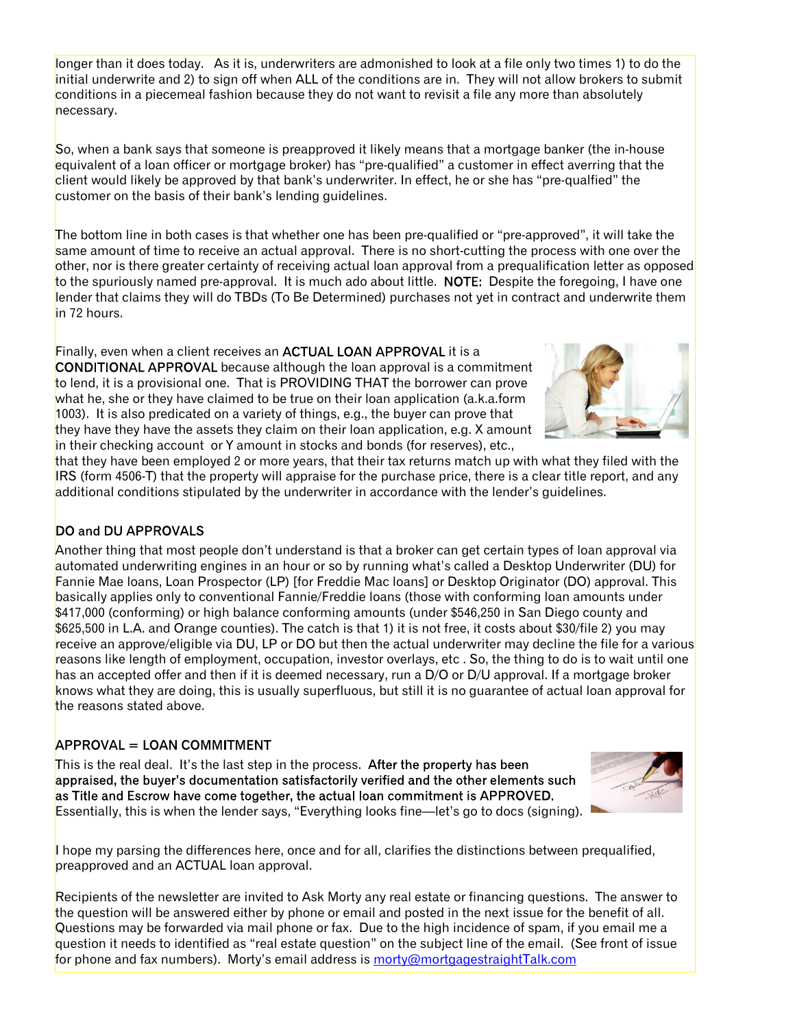longer than it does today. As it is, underwriters are admonished to look at a file only two times 1) to do the initial underwrite and 2) to sign off when ALL of the conditions are in. They will not allow brokers to submit conditions in a piecemeal fashion because they do not want to revisit a file any more than absolutely necessary.

So, when a bank says that someone is preapproved it likely means that a mortgage banker (the in-house equivalent of a loan officer or mortgage broker) has "pre-qualified" a customer in effect averring that the client would likely be approved by that bank's underwriter. In effect, he or she has "pre-qualfied" the customer on the basis of their bank's lending guidelines.

The bottom line in both cases is that whether one has been pre-qualified or "pre-approved", it will take the same amount of time to receive an actual approval. There is no short-cutting the process with one over the other, nor is there greater certainty of receiving actual loan approval from a prequalification letter as opposed to the spuriously named pre-approval. It is much ado about little. **NOTE:** Despite the foregoing, I have one lender that claims they will do TBDs (To Be Determined) purchases not yet in contract and underwrite them in 72 hours.

Finally, even when a client receives an **ACTUAL LOAN APPROVAL** it is a **CONDITIONAL APPROVAL** because although the loan approval is a commitment to lend, it is a provisional one. That is PROVIDING THAT the borrower can prove what he, she or they have claimed to be true on their loan application (a.k.a.form 1003). It is also predicated on a variety of things, e.g., the buyer can prove that they have they have the assets they claim on their loan application, e.g. X amount in their checking account or Y amount in stocks and bonds (for reserves), etc., that they have been employed 2 or more years, that their tax returns match up with what they filed with the IRS (form 4506-T) that the property will appraise for the purchase price, there is a clear title report, and any additional conditions stipulated by the underwriter in accordance with the lender's guidelines.

## DO and DU APPROVALS

Another thing that most people don't understand is that a broker can get certain types of loan approval via automated underwriting engines in an hour or so by running what's called a Desktop Underwriter (DU) for Fannie Mae loans, Loan Prospector (LP) [for Freddie Mac loans] or Desktop Originator (DO) approval. This basically applies only to conventional Fannie/Freddie loans (those with conforming loan amounts under $417,000 (conforming) or high balance conforming amounts (under $546,250 in San Diego county and $625,500 in L.A. and Orange counties). The catch is that 1) it is not free, it costs about $30/file 2) you may receive an approve/eligible via DU, LP or DO but then the actual underwriter may decline the file for a various reasons like length of employment, occupation, investor overlays, etc . So, the thing to do is to wait until one has an accepted offer and then if it is deemed necessary, run a D/O or D/U approval. If a mortgage broker knows what they are doing, this is usually superfluous, but still it is no guarantee of actual loan approval for the reasons stated above.

## APPROVAL = LOAN COMMITMENT

This is the real deal. It's the last step in the process. **After the property has been appraised, the buyer's documentation satisfactorily verified and the other elements such as Title and Escrow have come together, the actual loan commitment is APPROVED.** Essentially, this is when the lender says, "Everything looks fine—let's go to docs (signing).

I hope my parsing the differences here, once and for all, clarifies the distinctions between prequalified, preapproved and an ACTUAL loan approval.

Recipients of the newsletter are invited to Ask Morty any real estate or financing questions. The answer to the question will be answered either by phone or email and posted in the next issue for the benefit of all. Questions may be forwarded via mail phone or fax. Due to the high incidence of spam, if you email me a question it needs to identified as "real estate question" on the subject line of the email. (See front of issue for phone and fax numbers). Morty's email address is morty@mortgagestraightTalk.com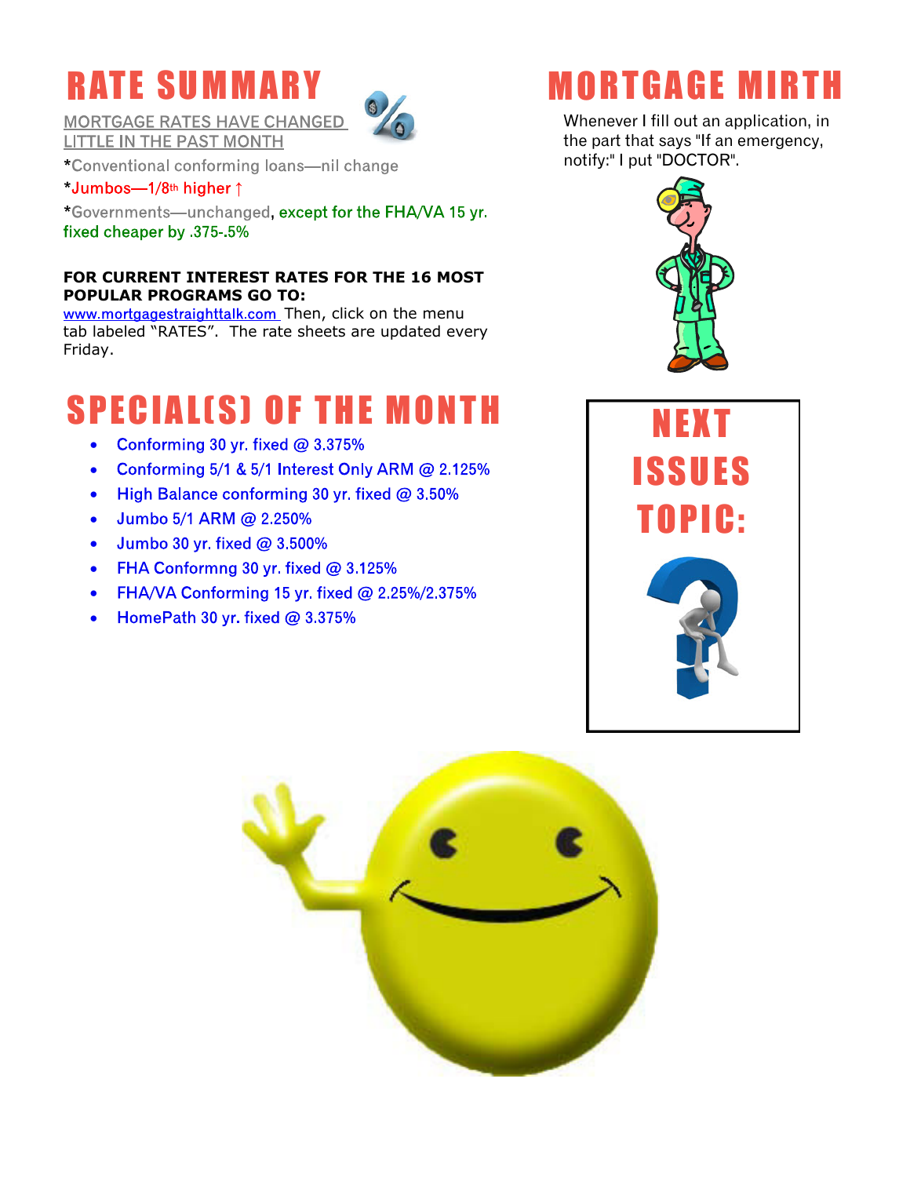# RATE SUMMARY

MORTGAGE RATES HAVE CHANGED LITTLE IN THE PAST MONTH

*Conventional conforming loans—nil change

*Jumbos—1/8th higher ↑

*Governments—unchanged, except for the FHA/VA 15 yr. fixed cheaper by .375-.5%

**FOR CURRENT INTEREST RATES FOR THE 16 MOST POPULAR PROGRAMS GO TO:**
www.mortgagestraighttalk.com Then, click on the menu tab labeled "RATES". The rate sheets are updated every Friday.

# SPECIAL(S) OF THE MONTH

- Conforming 30 yr. fixed @ 3.375%
- Conforming 5/1 & 5/1 Interest Only ARM @ 2.125%
- High Balance conforming 30 yr. fixed @ 3.50%
- Jumbo 5/1 ARM @ 2.250%
- Jumbo 30 yr. fixed @ 3.500%
- FHA Conformng 30 yr. fixed @ 3.125%
- FHA/VA Conforming 15 yr. fixed @ 2.25%/2.375%
- HomePath 30 yr. fixed @ 3.375%

# MORTGAGE MIRTH

Whenever I fill out an application, in the part that says "If an emergency, notify:" I put "DOCTOR".

# NEXT ISSUES TOPIC: